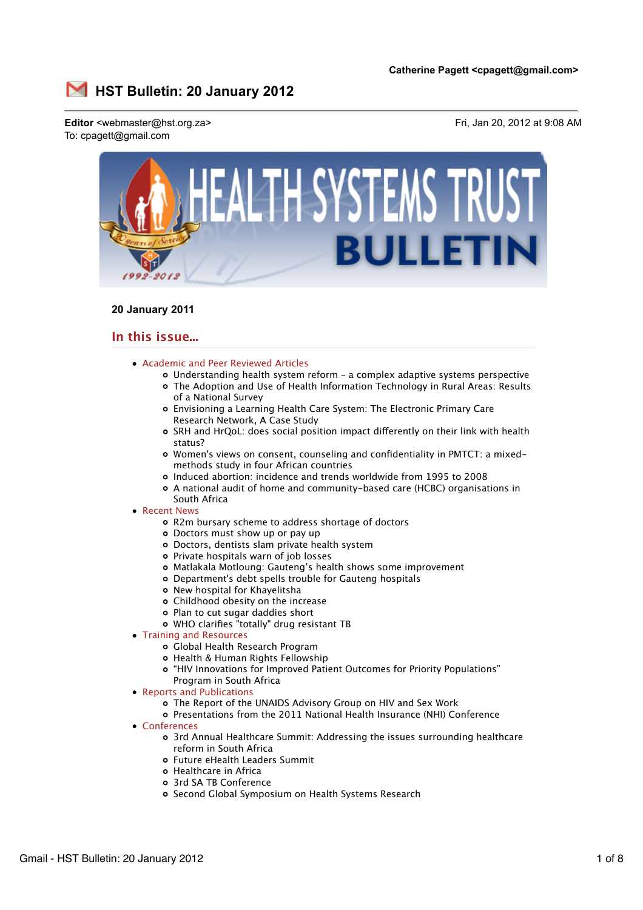Catherine Pagett <cpagett@gmail.com>

# HST Bulletin: 20 January 2012

**Editor** <webmaster@hst.org.za>
To: cpagett@gmail.com

Fri, Jan 20, 2012 at 9:08 AM

HEALTH SYSTEMS TRUST BULLETIN

**20 January 2011**

## In this issue...

- Academic and Peer Reviewed Articles
  - Understanding health system reform - a complex adaptive systems perspective
  - The Adoption and Use of Health Information Technology in Rural Areas: Results of a National Survey
  - Envisioning a Learning Health Care System: The Electronic Primary Care Research Network, A Case Study
  - SRH and HrQoL: does social position impact differently on their link with health status?
  - Women's views on consent, counseling and confidentiality in PMTCT: a mixed-methods study in four African countries
  - Induced abortion: incidence and trends worldwide from 1995 to 2008
  - A national audit of home and community-based care (HCBC) organisations in South Africa
- Recent News
  - R2m bursary scheme to address shortage of doctors
  - Doctors must show up or pay up
  - Doctors, dentists slam private health system
  - Private hospitals warn of job losses
  - Matlakala Motloung: Gauteng's health shows some improvement
  - Department's debt spells trouble for Gauteng hospitals
  - New hospital for Khayelitsha
  - Childhood obesity on the increase
  - Plan to cut sugar daddies short
  - WHO clarifies "totally" drug resistant TB
- Training and Resources
  - Global Health Research Program
  - Health & Human Rights Fellowship
  - "HIV Innovations for Improved Patient Outcomes for Priority Populations" Program in South Africa
- Reports and Publications
  - The Report of the UNAIDS Advisory Group on HIV and Sex Work
  - Presentations from the 2011 National Health Insurance (NHI) Conference
- Conferences
  - 3rd Annual Healthcare Summit: Addressing the issues surrounding healthcare reform in South Africa
  - Future eHealth Leaders Summit
  - Healthcare in Africa
  - 3rd SA TB Conference
  - Second Global Symposium on Health Systems Research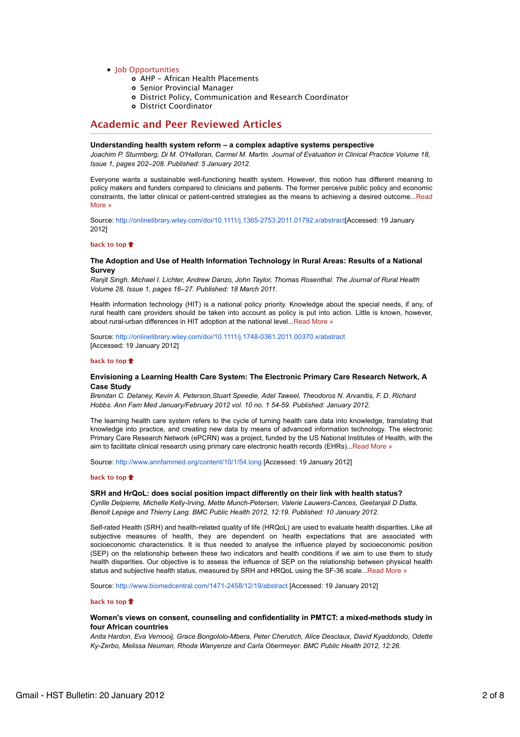- Job Opportunities
  - AHP – African Health Placements
  - Senior Provincial Manager
  - District Policy, Communication and Research Coordinator
  - District Coordinator

## Academic and Peer Reviewed Articles

**Understanding health system reform – a complex adaptive systems perspective**
*Joachim P. Sturmberg, Di M. O'Halloran, Carmel M. Martin. Journal of Evaluation in Clinical Practice Volume 18, Issue 1, pages 202–208. Published: 5 January 2012.*

Everyone wants a sustainable well-functioning health system. However, this notion has different meaning to policy makers and funders compared to clinicians and patients. The former perceive public policy and economic constraints, the latter clinical or patient-centred strategies as the means to achieving a desired outcome...Read More »

Source: http://onlinelibrary.wiley.com/doi/10.1111/j.1365-2753.2011.01792.x/abstract[Accessed: 19 January 2012]

**back to top**

**The Adoption and Use of Health Information Technology in Rural Areas: Results of a National Survey**
*Ranjit Singh, Michael I. Lichter, Andrew Danzo, John Taylor, Thomas Rosenthal. The Journal of Rural Health Volume 28, Issue 1, pages 16–27. Published: 18 March 2011.*

Health information technology (HIT) is a national policy priority. Knowledge about the special needs, if any, of rural health care providers should be taken into account as policy is put into action. Little is known, however, about rural-urban differences in HIT adoption at the national level...Read More »

Source: http://onlinelibrary.wiley.com/doi/10.1111/j.1748-0361.2011.00370.x/abstract
[Accessed: 19 January 2012]

**back to top**

**Envisioning a Learning Health Care System: The Electronic Primary Care Research Network, A Case Study**
*Brendan C. Delaney, Kevin A. Peterson,Stuart Speedie, Adel Taweel, Theodoros N. Arvanitis, F. D. Richard Hobbs. Ann Fam Med January/February 2012 vol. 10 no. 1 54-59. Published: January 2012.*

The learning health care system refers to the cycle of turning health care data into knowledge, translating that knowledge into practice, and creating new data by means of advanced information technology. The electronic Primary Care Research Network (ePCRN) was a project, funded by the US National Institutes of Health, with the aim to facilitate clinical research using primary care electronic health records (EHRs)...Read More »

Source: http://www.annfammed.org/content/10/1/54.long [Accessed: 19 January 2012]

**back to top**

**SRH and HrQoL: does social position impact differently on their link with health status?**
*Cyrille Delpierre, Michelle Kelly-Irving, Mette Munch-Petersen, Valerie Lauwers-Cances, Geetanjali D Datta, Benoit Lepage and Thierry Lang. BMC Public Health 2012, 12:19. Published: 10 January 2012.*

Self-rated Health (SRH) and health-related quality of life (HRQoL) are used to evaluate health disparities. Like all subjective measures of health, they are dependent on health expectations that are associated with socioeconomic characteristics. It is thus needed to analyse the influence played by socioeconomic position (SEP) on the relationship between these two indicators and health conditions if we aim to use them to study health disparities. Our objective is to assess the influence of SEP on the relationship between physical health status and subjective health status, measured by SRH and HRQoL using the SF-36 scale...Read More »

Source: http://www.biomedcentral.com/1471-2458/12/19/abstract [Accessed: 19 January 2012]

**back to top**

**Women's views on consent, counseling and confidentiality in PMTCT: a mixed-methods study in four African countries**
*Anita Hardon, Eva Vernooij, Grace Bongololo-Mbera, Peter Cherutich, Alice Desclaux, David Kyaddondo, Odette Ky-Zerbo, Melissa Neuman, Rhoda Wanyenze and Carla Obermeyer. BMC Public Health 2012, 12:26.*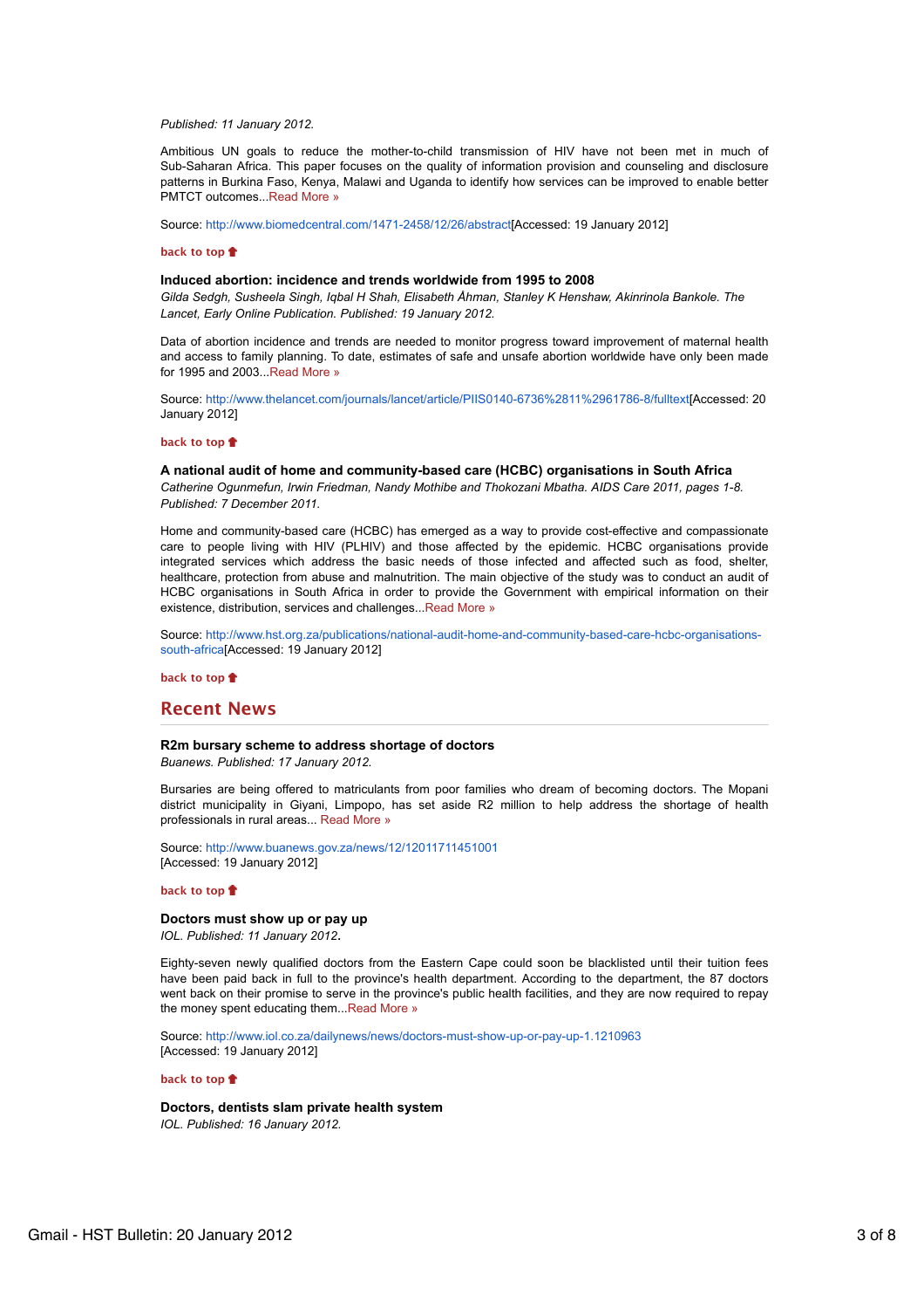*Published: 11 January 2012.*

Ambitious UN goals to reduce the mother-to-child transmission of HIV have not been met in much of Sub-Saharan Africa. This paper focuses on the quality of information provision and counseling and disclosure patterns in Burkina Faso, Kenya, Malawi and Uganda to identify how services can be improved to enable better PMTCT outcomes...Read More »

Source: http://www.biomedcentral.com/1471-2458/12/26/abstract[Accessed: 19 January 2012]

**back to top**

**Induced abortion: incidence and trends worldwide from 1995 to 2008**
*Gilda Sedgh, Susheela Singh, Iqbal H Shah, Elisabeth Åhman, Stanley K Henshaw, Akinrinola Bankole. The Lancet, Early Online Publication. Published: 19 January 2012.*

Data of abortion incidence and trends are needed to monitor progress toward improvement of maternal health and access to family planning. To date, estimates of safe and unsafe abortion worldwide have only been made for 1995 and 2003...Read More »

Source: http://www.thelancet.com/journals/lancet/article/PIIS0140-6736%2811%2961786-8/fulltext[Accessed: 20 January 2012]

**back to top**

**A national audit of home and community-based care (HCBC) organisations in South Africa**
*Catherine Ogunmefun, Irwin Friedman, Nandy Mothibe and Thokozani Mbatha. AIDS Care 2011, pages 1-8. Published: 7 December 2011.*

Home and community-based care (HCBC) has emerged as a way to provide cost-effective and compassionate care to people living with HIV (PLHIV) and those affected by the epidemic. HCBC organisations provide integrated services which address the basic needs of those infected and affected such as food, shelter, healthcare, protection from abuse and malnutrition. The main objective of the study was to conduct an audit of HCBC organisations in South Africa in order to provide the Government with empirical information on their existence, distribution, services and challenges...Read More »

Source: http://www.hst.org.za/publications/national-audit-home-and-community-based-care-hcbc-organisations-south-africa[Accessed: 19 January 2012]

**back to top**

## Recent News

**R2m bursary scheme to address shortage of doctors**
*Buanews. Published: 17 January 2012.*

Bursaries are being offered to matriculants from poor families who dream of becoming doctors. The Mopani district municipality in Giyani, Limpopo, has set aside R2 million to help address the shortage of health professionals in rural areas... Read More »

Source: http://www.buanews.gov.za/news/12/12011711451001
[Accessed: 19 January 2012]

**back to top**

**Doctors must show up or pay up**
*IOL. Published: 11 January 2012.*

Eighty-seven newly qualified doctors from the Eastern Cape could soon be blacklisted until their tuition fees have been paid back in full to the province's health department. According to the department, the 87 doctors went back on their promise to serve in the province's public health facilities, and they are now required to repay the money spent educating them...Read More »

Source: http://www.iol.co.za/dailynews/news/doctors-must-show-up-or-pay-up-1.1210963
[Accessed: 19 January 2012]

**back to top**

**Doctors, dentists slam private health system**
*IOL. Published: 16 January 2012.*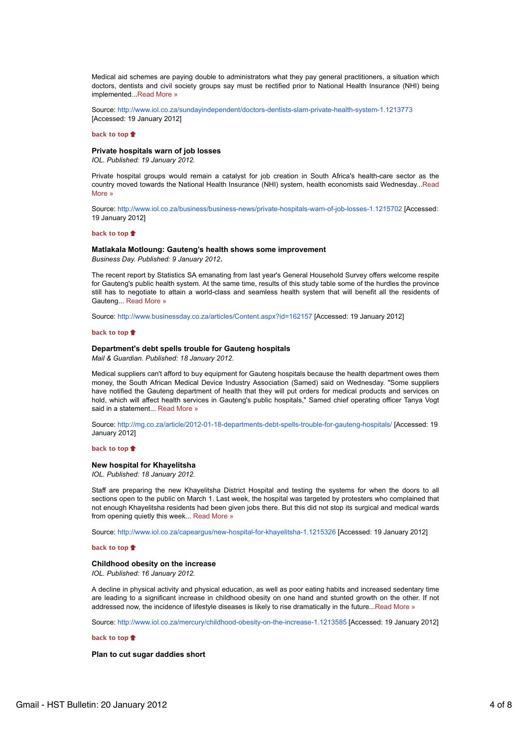Medical aid schemes are paying double to administrators what they pay general practitioners, a situation which doctors, dentists and civil society groups say must be rectified prior to National Health Insurance (NHI) being implemented...Read More »

Source: http://www.iol.co.za/sundayindependent/doctors-dentists-slam-private-health-system-1.1213773 [Accessed: 19 January 2012]

back to top

### Private hospitals warn of job losses

*IOL. Published: 19 January 2012.*

Private hospital groups would remain a catalyst for job creation in South Africa's health-care sector as the country moved towards the National Health Insurance (NHI) system, health economists said Wednesday...Read More »

Source: http://www.iol.co.za/business/business-news/private-hospitals-warn-of-job-losses-1.1215702 [Accessed: 19 January 2012]

back to top

### Matlakala Motloung: Gauteng's health shows some improvement

*Business Day. Published: 9 January 2012.*

The recent report by Statistics SA emanating from last year's General Household Survey offers welcome respite for Gauteng's public health system. At the same time, results of this study table some of the hurdles the province still has to negotiate to attain a world-class and seamless health system that will benefit all the residents of Gauteng... Read More »

Source: http://www.businessday.co.za/articles/Content.aspx?id=162157 [Accessed: 19 January 2012]

back to top

### Department's debt spells trouble for Gauteng hospitals

*Mail & Guardian. Published: 18 January 2012.*

Medical suppliers can't afford to buy equipment for Gauteng hospitals because the health department owes them money, the South African Medical Device Industry Association (Samed) said on Wednesday. "Some suppliers have notified the Gauteng department of health that they will put orders for medical products and services on hold, which will affect health services in Gauteng's public hospitals," Samed chief operating officer Tanya Vogt said in a statement... Read More »

Source: http://mg.co.za/article/2012-01-18-departments-debt-spells-trouble-for-gauteng-hospitals/ [Accessed: 19 January 2012]

back to top

### New hospital for Khayelitsha

*IOL. Published: 18 January 2012.*

Staff are preparing the new Khayelitsha District Hospital and testing the systems for when the doors to all sections open to the public on March 1. Last week, the hospital was targeted by protesters who complained that not enough Khayelitsha residents had been given jobs there. But this did not stop its surgical and medical wards from opening quietly this week... Read More »

Source: http://www.iol.co.za/capeargus/new-hospital-for-khayelitsha-1.1215326 [Accessed: 19 January 2012]

back to top

### Childhood obesity on the increase

*IOL. Published: 16 January 2012.*

A decline in physical activity and physical education, as well as poor eating habits and increased sedentary time are leading to a significant increase in childhood obesity on one hand and stunted growth on the other. If not addressed now, the incidence of lifestyle diseases is likely to rise dramatically in the future...Read More »

Source: http://www.iol.co.za/mercury/childhood-obesity-on-the-increase-1.1213585 [Accessed: 19 January 2012]

back to top

### Plan to cut sugar daddies short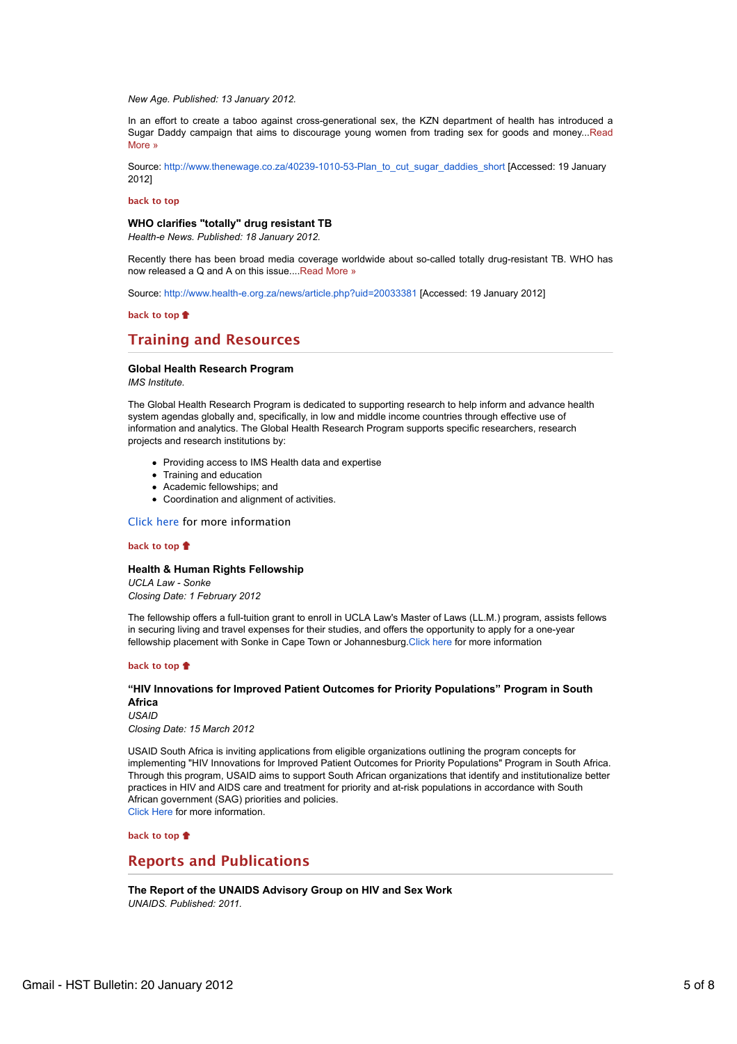*New Age. Published: 13 January 2012.*

In an effort to create a taboo against cross-generational sex, the KZN department of health has introduced a Sugar Daddy campaign that aims to discourage young women from trading sex for goods and money...Read More »

Source: http://www.thenewage.co.za/40239-1010-53-Plan_to_cut_sugar_daddies_short [Accessed: 19 January 2012]

back to top

**WHO clarifies "totally" drug resistant TB**
*Health-e News. Published: 18 January 2012.*

Recently there has been broad media coverage worldwide about so-called totally drug-resistant TB. WHO has now released a Q and A on this issue....Read More »

Source: http://www.health-e.org.za/news/article.php?uid=20033381 [Accessed: 19 January 2012]

back to top

## Training and Resources

**Global Health Research Program**
*IMS Institute.*

The Global Health Research Program is dedicated to supporting research to help inform and advance health system agendas globally and, specifically, in low and middle income countries through effective use of information and analytics. The Global Health Research Program supports specific researchers, research projects and research institutions by:

- Providing access to IMS Health data and expertise
- Training and education
- Academic fellowships; and
- Coordination and alignment of activities.

Click here for more information

back to top

**Health & Human Rights Fellowship**
*UCLA Law - Sonke*
*Closing Date: 1 February 2012*

The fellowship offers a full-tuition grant to enroll in UCLA Law's Master of Laws (LL.M.) program, assists fellows in securing living and travel expenses for their studies, and offers the opportunity to apply for a one-year fellowship placement with Sonke in Cape Town or Johannesburg.Click here for more information

back to top

**"HIV Innovations for Improved Patient Outcomes for Priority Populations" Program in South Africa**
*USAID*
*Closing Date: 15 March 2012*

USAID South Africa is inviting applications from eligible organizations outlining the program concepts for implementing "HIV Innovations for Improved Patient Outcomes for Priority Populations" Program in South Africa. Through this program, USAID aims to support South African organizations that identify and institutionalize better practices in HIV and AIDS care and treatment for priority and at-risk populations in accordance with South African government (SAG) priorities and policies.
Click Here for more information.

back to top

## Reports and Publications

**The Report of the UNAIDS Advisory Group on HIV and Sex Work**
*UNAIDS. Published: 2011.*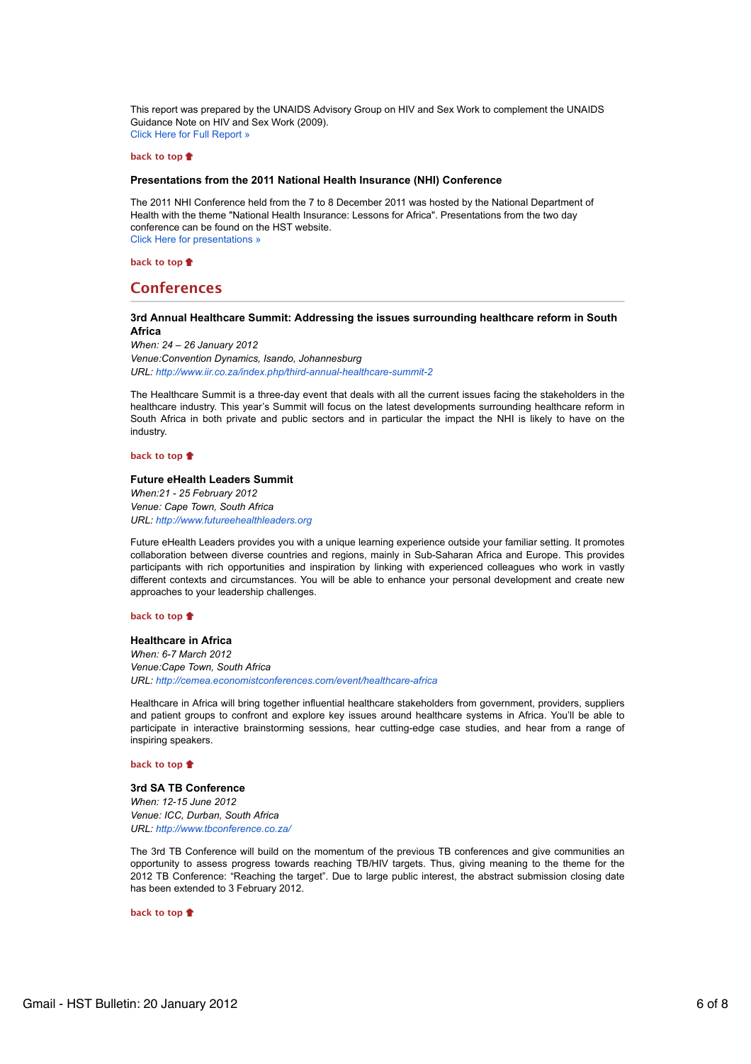This report was prepared by the UNAIDS Advisory Group on HIV and Sex Work to complement the UNAIDS Guidance Note on HIV and Sex Work (2009).
Click Here for Full Report »

back to top

**Presentations from the 2011 National Health Insurance (NHI) Conference**

The 2011 NHI Conference held from the 7 to 8 December 2011 was hosted by the National Department of Health with the theme "National Health Insurance: Lessons for Africa". Presentations from the two day conference can be found on the HST website.
Click Here for presentations »

back to top

## Conferences

**3rd Annual Healthcare Summit: Addressing the issues surrounding healthcare reform in South Africa**
*When: 24 – 26 January 2012*
*Venue:Convention Dynamics, Isando, Johannesburg*
*URL: http://www.iir.co.za/index.php/third-annual-healthcare-summit-2*

The Healthcare Summit is a three-day event that deals with all the current issues facing the stakeholders in the healthcare industry. This year's Summit will focus on the latest developments surrounding healthcare reform in South Africa in both private and public sectors and in particular the impact the NHI is likely to have on the industry.

back to top

**Future eHealth Leaders Summit**
*When:21 - 25 February 2012*
*Venue: Cape Town, South Africa*
*URL: http://www.futureehealthleaders.org*

Future eHealth Leaders provides you with a unique learning experience outside your familiar setting. It promotes collaboration between diverse countries and regions, mainly in Sub-Saharan Africa and Europe. This provides participants with rich opportunities and inspiration by linking with experienced colleagues who work in vastly different contexts and circumstances. You will be able to enhance your personal development and create new approaches to your leadership challenges.

back to top

**Healthcare in Africa**
*When: 6-7 March 2012*
*Venue:Cape Town, South Africa*
*URL: http://cemea.economistconferences.com/event/healthcare-africa*

Healthcare in Africa will bring together influential healthcare stakeholders from government, providers, suppliers and patient groups to confront and explore key issues around healthcare systems in Africa. You'll be able to participate in interactive brainstorming sessions, hear cutting-edge case studies, and hear from a range of inspiring speakers.

back to top

**3rd SA TB Conference**
*When: 12-15 June 2012*
*Venue: ICC, Durban, South Africa*
*URL: http://www.tbconference.co.za/*

The 3rd TB Conference will build on the momentum of the previous TB conferences and give communities an opportunity to assess progress towards reaching TB/HIV targets. Thus, giving meaning to the theme for the 2012 TB Conference: "Reaching the target". Due to large public interest, the abstract submission closing date has been extended to 3 February 2012.

back to top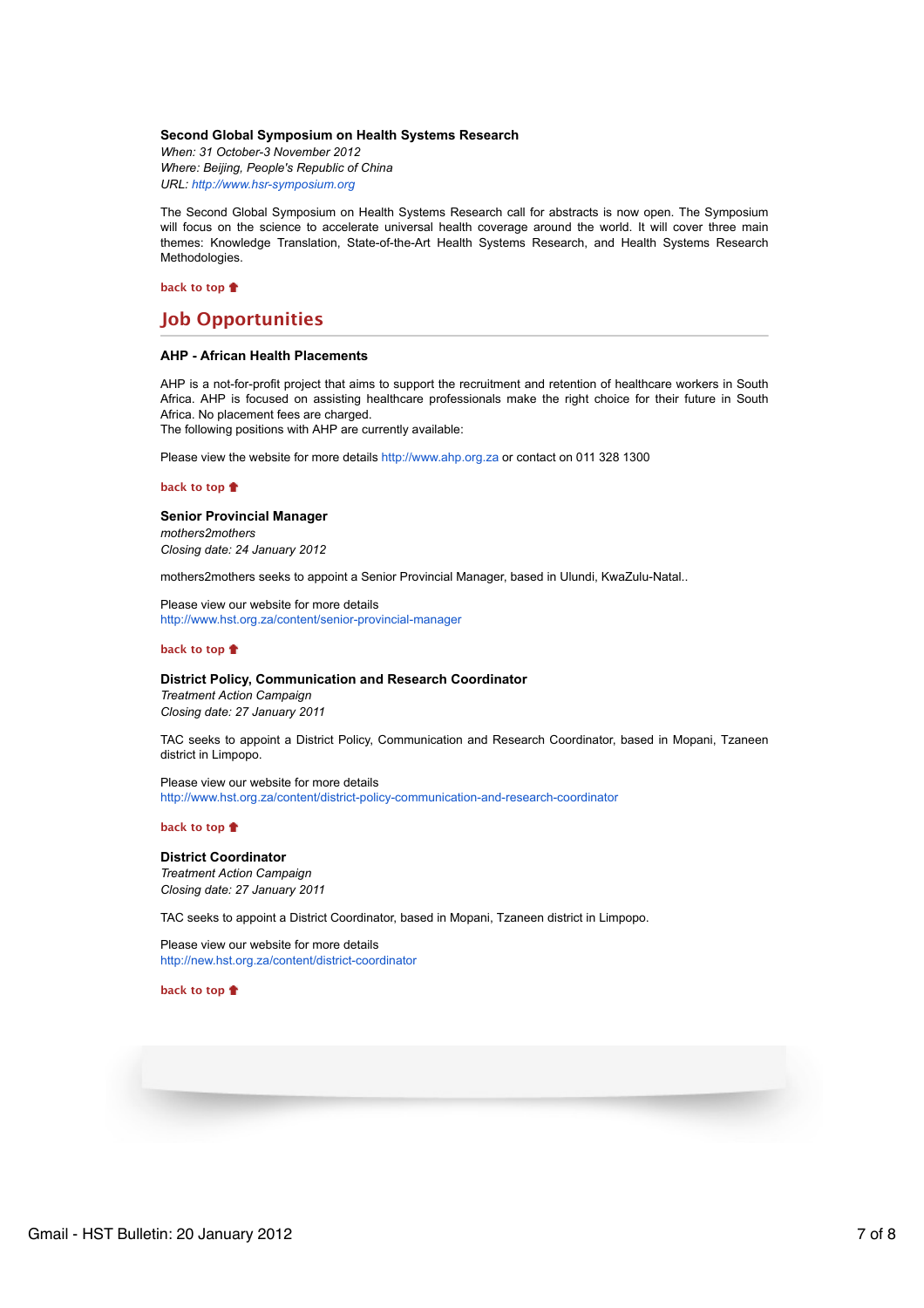**Second Global Symposium on Health Systems Research**
*When: 31 October-3 November 2012*
*Where: Beijing, People's Republic of China*
*URL: http://www.hsr-symposium.org*

The Second Global Symposium on Health Systems Research call for abstracts is now open. The Symposium will focus on the science to accelerate universal health coverage around the world. It will cover three main themes: Knowledge Translation, State-of-the-Art Health Systems Research, and Health Systems Research Methodologies.

back to top

## Job Opportunities

**AHP - African Health Placements**

AHP is a not-for-profit project that aims to support the recruitment and retention of healthcare workers in South Africa. AHP is focused on assisting healthcare professionals make the right choice for their future in South Africa. No placement fees are charged.
The following positions with AHP are currently available:

Please view the website for more details http://www.ahp.org.za or contact on 011 328 1300

back to top

**Senior Provincial Manager**
*mothers2mothers*
*Closing date: 24 January 2012*

mothers2mothers seeks to appoint a Senior Provincial Manager, based in Ulundi, KwaZulu-Natal..

Please view our website for more details
http://www.hst.org.za/content/senior-provincial-manager

back to top

**District Policy, Communication and Research Coordinator**
*Treatment Action Campaign*
*Closing date: 27 January 2011*

TAC seeks to appoint a District Policy, Communication and Research Coordinator, based in Mopani, Tzaneen district in Limpopo.

Please view our website for more details
http://www.hst.org.za/content/district-policy-communication-and-research-coordinator

back to top

**District Coordinator**
*Treatment Action Campaign*
*Closing date: 27 January 2011*

TAC seeks to appoint a District Coordinator, based in Mopani, Tzaneen district in Limpopo.

Please view our website for more details
http://new.hst.org.za/content/district-coordinator

back to top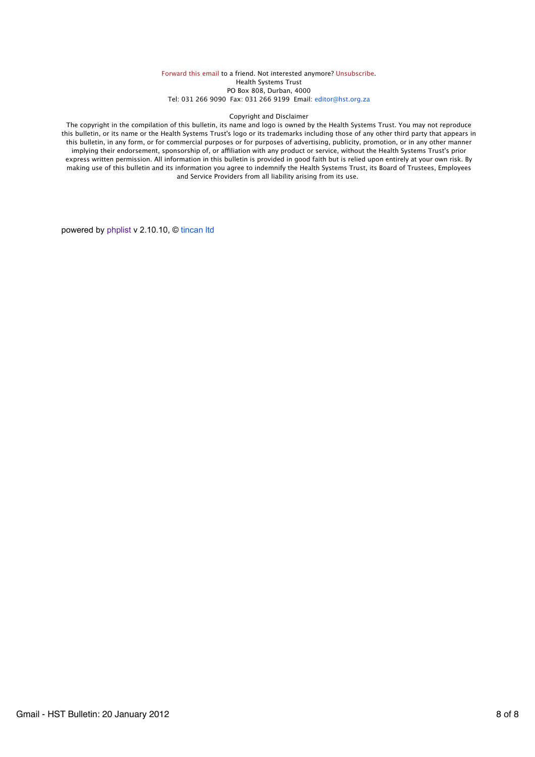Forward this email to a friend. Not interested anymore? Unsubscribe.
Health Systems Trust
PO Box 808, Durban, 4000
Tel: 031 266 9090 Fax: 031 266 9199 Email: editor@hst.org.za

Copyright and Disclaimer

The copyright in the compilation of this bulletin, its name and logo is owned by the Health Systems Trust. You may not reproduce this bulletin, or its name or the Health Systems Trust's logo or its trademarks including those of any other third party that appears in this bulletin, in any form, or for commercial purposes or for purposes of advertising, publicity, promotion, or in any other manner implying their endorsement, sponsorship of, or affiliation with any product or service, without the Health Systems Trust's prior express written permission. All information in this bulletin is provided in good faith but is relied upon entirely at your own risk. By making use of this bulletin and its information you agree to indemnify the Health Systems Trust, its Board of Trustees, Employees and Service Providers from all liability arising from its use.

powered by phplist v 2.10.10, © tincan ltd